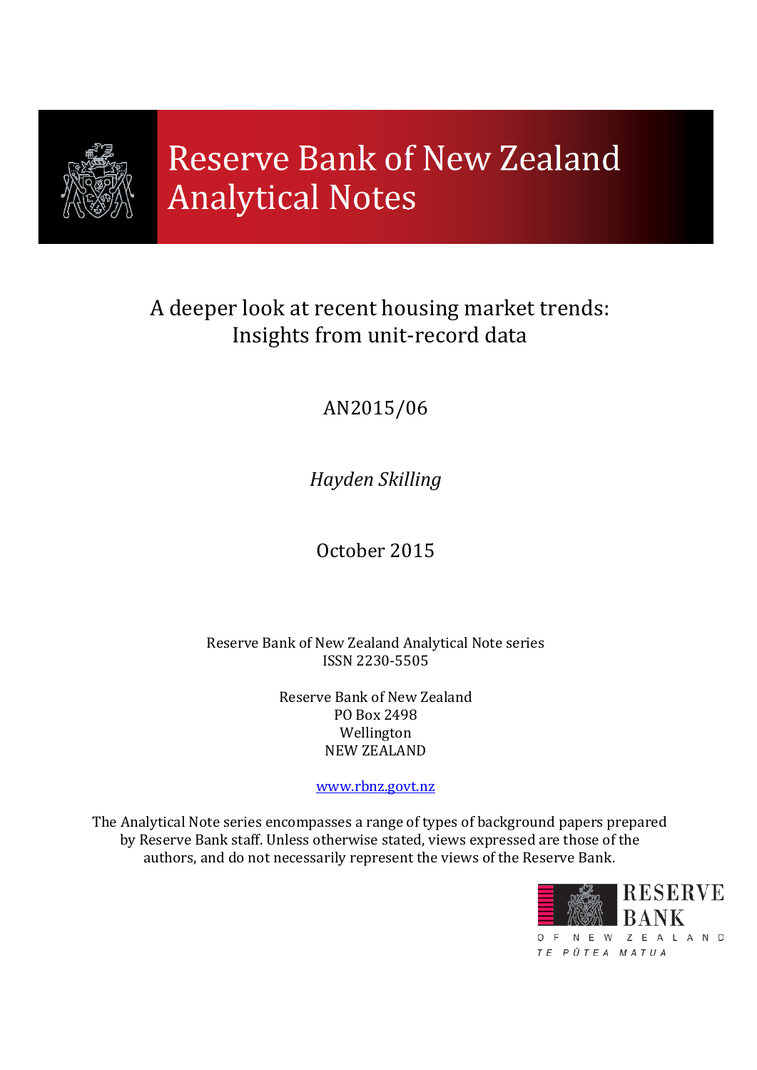# Reserve Bank of New Zealand Analytical Notes

## A deeper look at recent housing market trends: Insights from unit-record data

AN2015/06

*Hayden Skilling*

October 2015

Reserve Bank of New Zealand Analytical Note series
ISSN 2230-5505

Reserve Bank of New Zealand
PO Box 2498
Wellington
NEW ZEALAND

www.rbnz.govt.nz

The Analytical Note series encompasses a range of types of background papers prepared by Reserve Bank staff. Unless otherwise stated, views expressed are those of the authors, and do not necessarily represent the views of the Reserve Bank.

RESERVE BANK
OF NEW ZEALAND
TE PŪTEA MATUA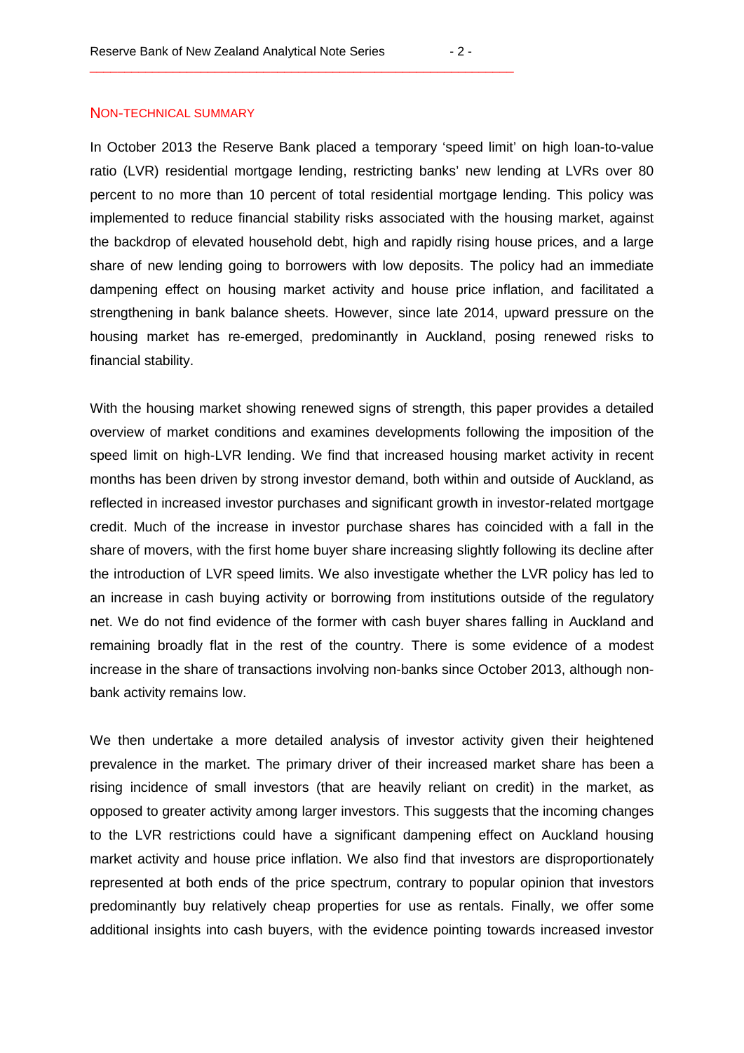## NON-TECHNICAL SUMMARY

In October 2013 the Reserve Bank placed a temporary 'speed limit' on high loan-to-value ratio (LVR) residential mortgage lending, restricting banks' new lending at LVRs over 80 percent to no more than 10 percent of total residential mortgage lending. This policy was implemented to reduce financial stability risks associated with the housing market, against the backdrop of elevated household debt, high and rapidly rising house prices, and a large share of new lending going to borrowers with low deposits. The policy had an immediate dampening effect on housing market activity and house price inflation, and facilitated a strengthening in bank balance sheets. However, since late 2014, upward pressure on the housing market has re-emerged, predominantly in Auckland, posing renewed risks to financial stability.

With the housing market showing renewed signs of strength, this paper provides a detailed overview of market conditions and examines developments following the imposition of the speed limit on high-LVR lending. We find that increased housing market activity in recent months has been driven by strong investor demand, both within and outside of Auckland, as reflected in increased investor purchases and significant growth in investor-related mortgage credit. Much of the increase in investor purchase shares has coincided with a fall in the share of movers, with the first home buyer share increasing slightly following its decline after the introduction of LVR speed limits. We also investigate whether the LVR policy has led to an increase in cash buying activity or borrowing from institutions outside of the regulatory net. We do not find evidence of the former with cash buyer shares falling in Auckland and remaining broadly flat in the rest of the country. There is some evidence of a modest increase in the share of transactions involving non-banks since October 2013, although non-bank activity remains low.

We then undertake a more detailed analysis of investor activity given their heightened prevalence in the market. The primary driver of their increased market share has been a rising incidence of small investors (that are heavily reliant on credit) in the market, as opposed to greater activity among larger investors. This suggests that the incoming changes to the LVR restrictions could have a significant dampening effect on Auckland housing market activity and house price inflation. We also find that investors are disproportionately represented at both ends of the price spectrum, contrary to popular opinion that investors predominantly buy relatively cheap properties for use as rentals. Finally, we offer some additional insights into cash buyers, with the evidence pointing towards increased investor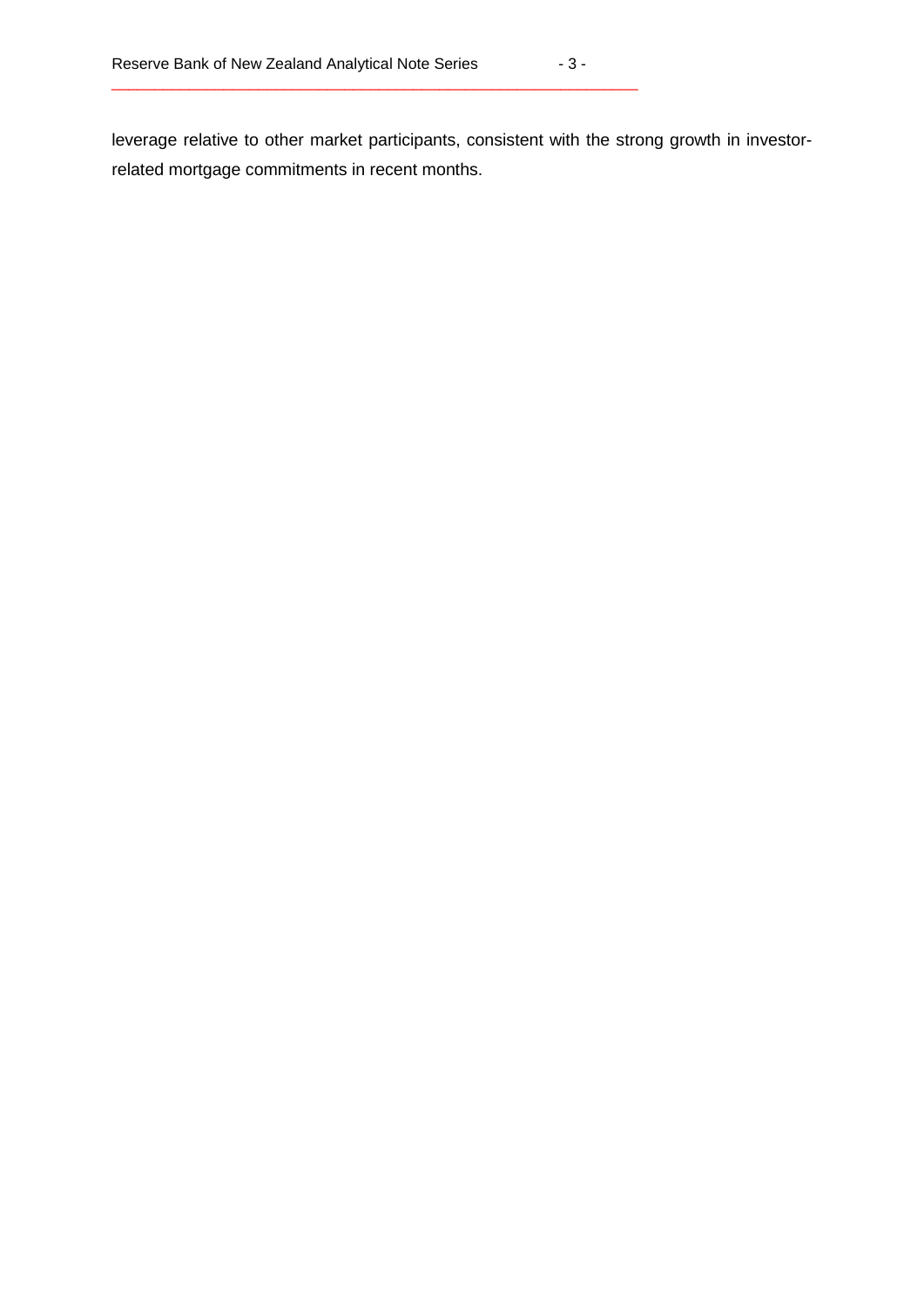leverage relative to other market participants, consistent with the strong growth in investor-related mortgage commitments in recent months.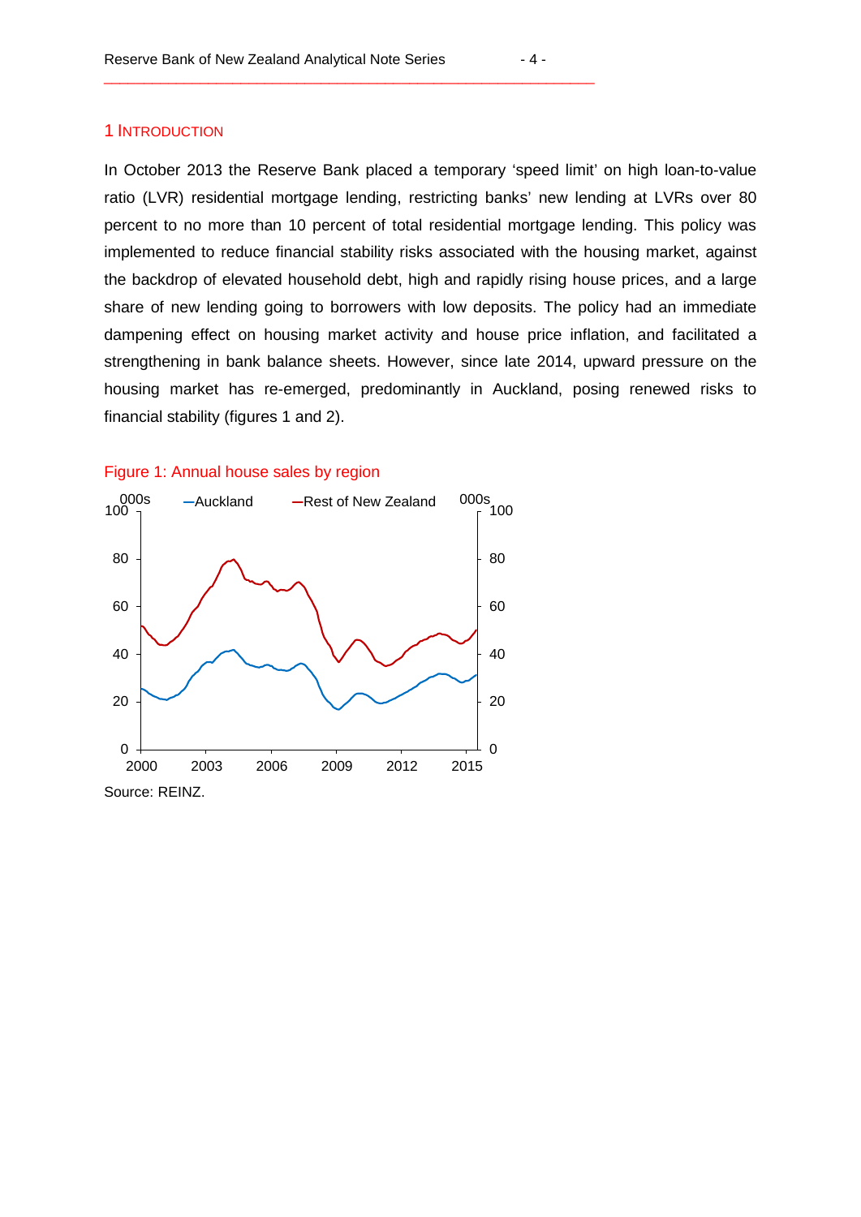## 1 INTRODUCTION

In October 2013 the Reserve Bank placed a temporary ‘speed limit’ on high loan-to-value ratio (LVR) residential mortgage lending, restricting banks’ new lending at LVRs over 80 percent to no more than 10 percent of total residential mortgage lending. This policy was implemented to reduce financial stability risks associated with the housing market, against the backdrop of elevated household debt, high and rapidly rising house prices, and a large share of new lending going to borrowers with low deposits. The policy had an immediate dampening effect on housing market activity and house price inflation, and facilitated a strengthening in bank balance sheets. However, since late 2014, upward pressure on the housing market has re-emerged, predominantly in Auckland, posing renewed risks to financial stability (figures 1 and 2).

Figure 1: Annual house sales by region

000s
Auckland
Rest of New Zealand
000s
100
80
60
40
20
0
2000
2003
2006
2009
2012
2015

Source: REINZ.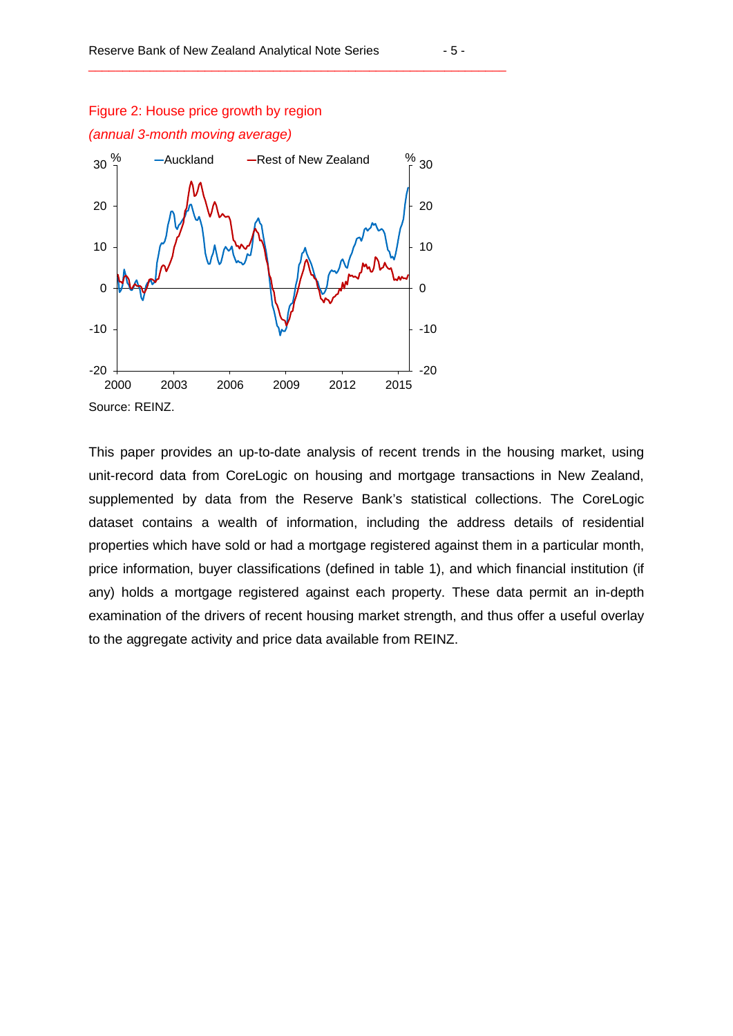Figure 2: House price growth by region

*(annual 3-month moving average)*

%
Auckland
Rest of New Zealand
%
30
20
10
0
-10
-20
2000
2003
2006
2009
2012
2015

Source: REINZ.

This paper provides an up-to-date analysis of recent trends in the housing market, using unit-record data from CoreLogic on housing and mortgage transactions in New Zealand, supplemented by data from the Reserve Bank's statistical collections. The CoreLogic dataset contains a wealth of information, including the address details of residential properties which have sold or had a mortgage registered against them in a particular month, price information, buyer classifications (defined in table 1), and which financial institution (if any) holds a mortgage registered against each property. These data permit an in-depth examination of the drivers of recent housing market strength, and thus offer a useful overlay to the aggregate activity and price data available from REINZ.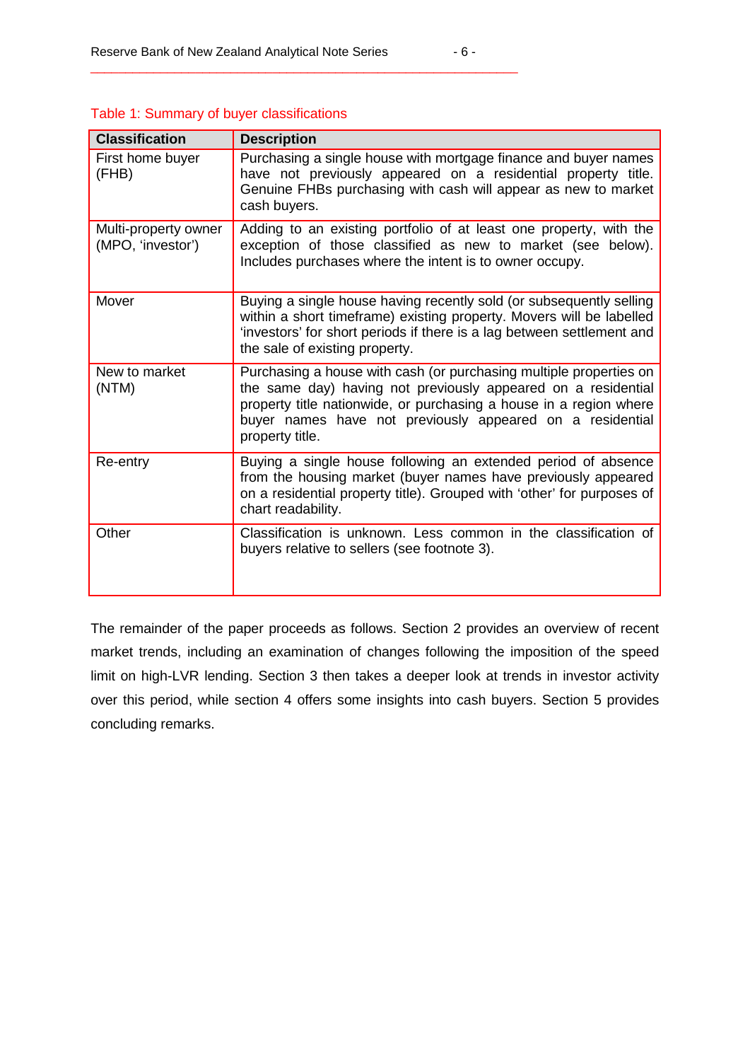Table 1: Summary of buyer classifications

| Classification | Description |
| --- | --- |
| First home buyer (FHB) | Purchasing a single house with mortgage finance and buyer names have not previously appeared on a residential property title. Genuine FHBs purchasing with cash will appear as new to market cash buyers. |
| Multi-property owner (MPO, 'investor') | Adding to an existing portfolio of at least one property, with the exception of those classified as new to market (see below). Includes purchases where the intent is to owner occupy. |
| Mover | Buying a single house having recently sold (or subsequently selling within a short timeframe) existing property. Movers will be labelled 'investors' for short periods if there is a lag between settlement and the sale of existing property. |
| New to market (NTM) | Purchasing a house with cash (or purchasing multiple properties on the same day) having not previously appeared on a residential property title nationwide, or purchasing a house in a region where buyer names have not previously appeared on a residential property title. |
| Re-entry | Buying a single house following an extended period of absence from the housing market (buyer names have previously appeared on a residential property title). Grouped with 'other' for purposes of chart readability. |
| Other | Classification is unknown. Less common in the classification of buyers relative to sellers (see footnote 3). |

The remainder of the paper proceeds as follows. Section 2 provides an overview of recent market trends, including an examination of changes following the imposition of the speed limit on high-LVR lending. Section 3 then takes a deeper look at trends in investor activity over this period, while section 4 offers some insights into cash buyers. Section 5 provides concluding remarks.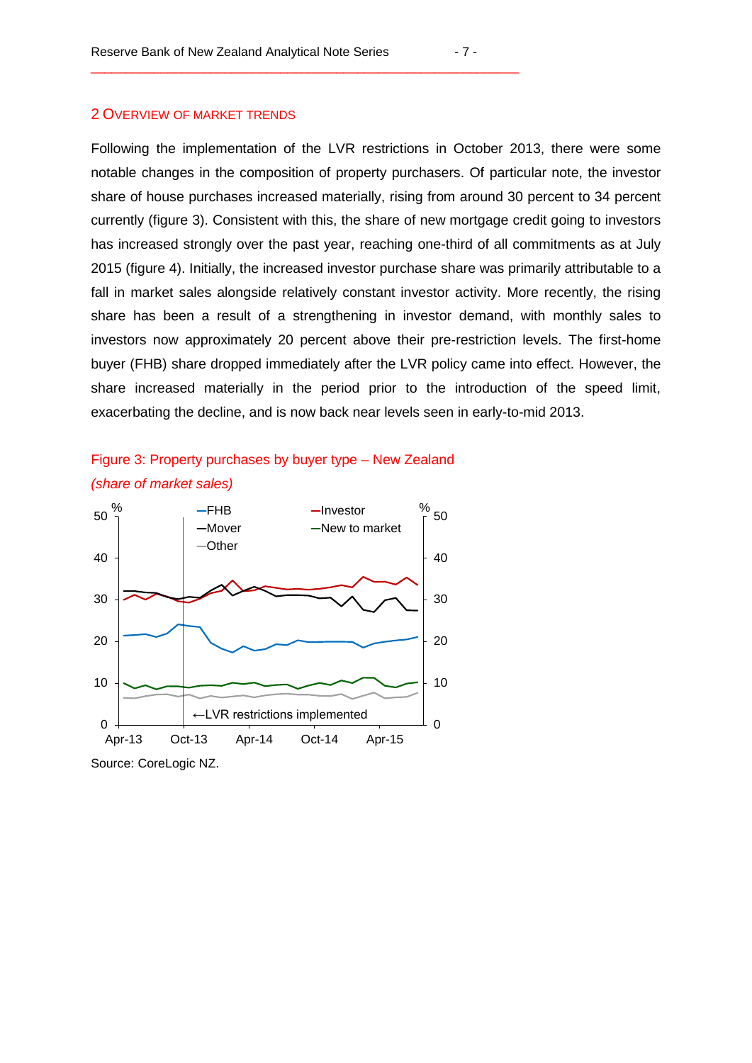## 2 OVERVIEW OF MARKET TRENDS

Following the implementation of the LVR restrictions in October 2013, there were some notable changes in the composition of property purchasers. Of particular note, the investor share of house purchases increased materially, rising from around 30 percent to 34 percent currently (figure 3). Consistent with this, the share of new mortgage credit going to investors has increased strongly over the past year, reaching one-third of all commitments as at July 2015 (figure 4). Initially, the increased investor purchase share was primarily attributable to a fall in market sales alongside relatively constant investor activity. More recently, the rising share has been a result of a strengthening in investor demand, with monthly sales to investors now approximately 20 percent above their pre-restriction levels. The first-home buyer (FHB) share dropped immediately after the LVR policy came into effect. However, the share increased materially in the period prior to the introduction of the speed limit, exacerbating the decline, and is now back near levels seen in early-to-mid 2013.

Figure 3: Property purchases by buyer type – New Zealand

*(share of market sales)*

%
50
40
30
20
10
0

FHB
Mover
Other
Investor
New to market

←LVR restrictions implemented

Apr-13
Oct-13
Apr-14
Oct-14
Apr-15

Source: CoreLogic NZ.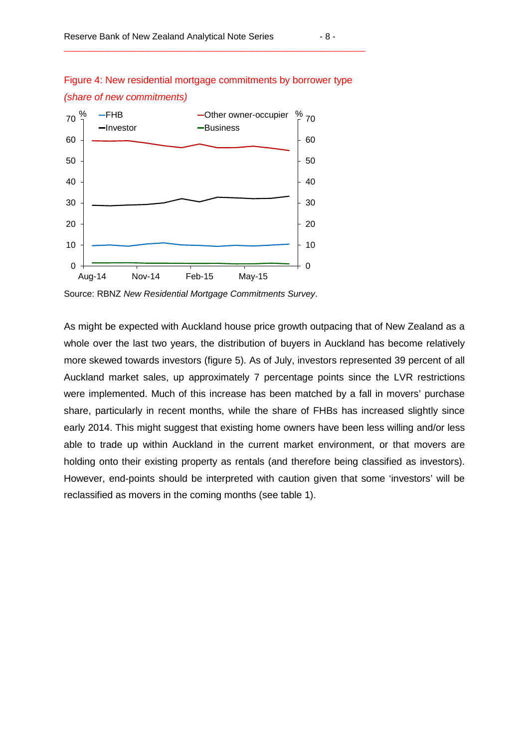Figure 4: New residential mortgage commitments by borrower type

*(share of new commitments)*

% FHB Other owner-occupier %

Investor Business

70 60 50 40 30 20 10 0

Aug-14 Nov-14 Feb-15 May-15

Source: RBNZ *New Residential Mortgage Commitments Survey*.

As might be expected with Auckland house price growth outpacing that of New Zealand as a whole over the last two years, the distribution of buyers in Auckland has become relatively more skewed towards investors (figure 5). As of July, investors represented 39 percent of all Auckland market sales, up approximately 7 percentage points since the LVR restrictions were implemented. Much of this increase has been matched by a fall in movers' purchase share, particularly in recent months, while the share of FHBs has increased slightly since early 2014. This might suggest that existing home owners have been less willing and/or less able to trade up within Auckland in the current market environment, or that movers are holding onto their existing property as rentals (and therefore being classified as investors). However, end-points should be interpreted with caution given that some 'investors' will be reclassified as movers in the coming months (see table 1).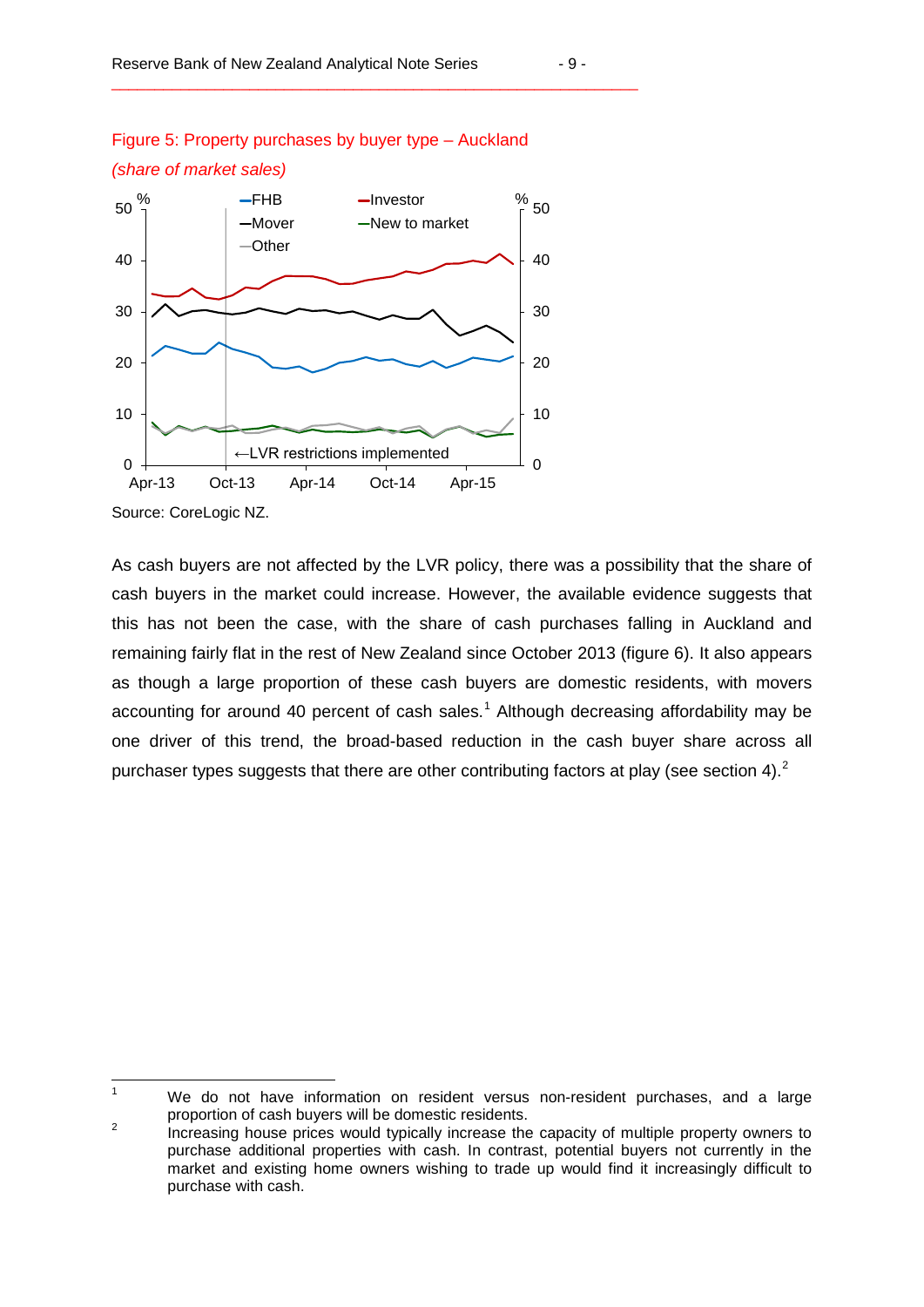Figure 5: Property purchases by buyer type – Auckland

*(share of market sales)*

%
50
40
30
20
10
0

FHB
Investor
Mover
New to market
Other

←LVR restrictions implemented

Apr-13
Oct-13
Apr-14
Oct-14
Apr-15

Source: CoreLogic NZ.

As cash buyers are not affected by the LVR policy, there was a possibility that the share of cash buyers in the market could increase. However, the available evidence suggests that this has not been the case, with the share of cash purchases falling in Auckland and remaining fairly flat in the rest of New Zealand since October 2013 (figure 6). It also appears as though a large proportion of these cash buyers are domestic residents, with movers accounting for around 40 percent of cash sales.[1] Although decreasing affordability may be one driver of this trend, the broad-based reduction in the cash buyer share across all purchaser types suggests that there are other contributing factors at play (see section 4).[2]

[1] We do not have information on resident versus non-resident purchases, and a large proportion of cash buyers will be domestic residents.

[2] Increasing house prices would typically increase the capacity of multiple property owners to purchase additional properties with cash. In contrast, potential buyers not currently in the market and existing home owners wishing to trade up would find it increasingly difficult to purchase with cash.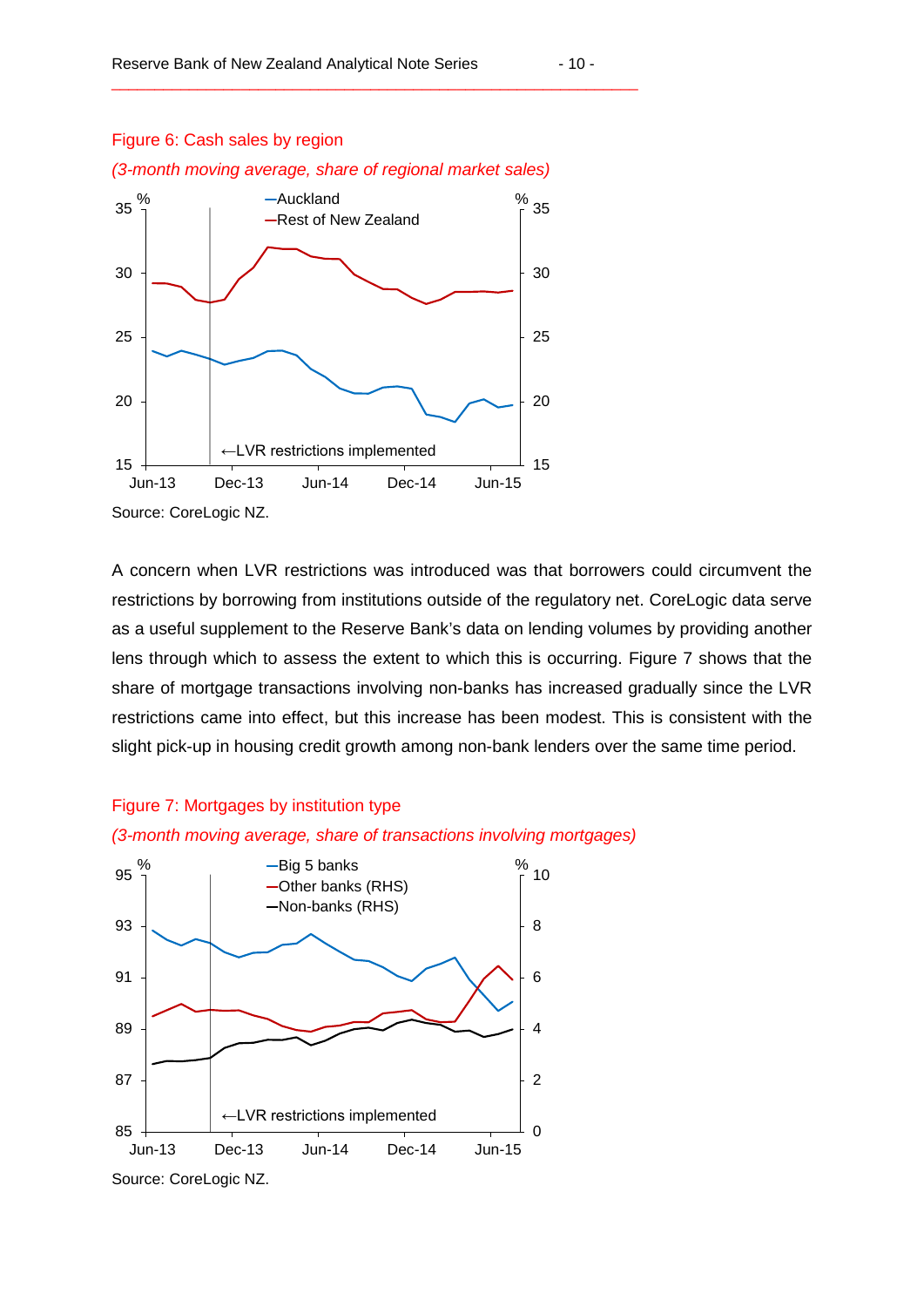Figure 6: Cash sales by region

*(3-month moving average, share of regional market sales)*

%
35
30
25
20
15

—Auckland
—Rest of New Zealand

%
35
30
25
20
15

←LVR restrictions implemented

Jun-13 Dec-13 Jun-14 Dec-14 Jun-15

Source: CoreLogic NZ.

A concern when LVR restrictions was introduced was that borrowers could circumvent the restrictions by borrowing from institutions outside of the regulatory net. CoreLogic data serve as a useful supplement to the Reserve Bank's data on lending volumes by providing another lens through which to assess the extent to which this is occurring. Figure 7 shows that the share of mortgage transactions involving non-banks has increased gradually since the LVR restrictions came into effect, but this increase has been modest. This is consistent with the slight pick-up in housing credit growth among non-bank lenders over the same time period.

Figure 7: Mortgages by institution type

*(3-month moving average, share of transactions involving mortgages)*

%
95
93
91
89
87
85

—Big 5 banks
—Other banks (RHS)
—Non-banks (RHS)

%
10
8
6
4
2
0

←LVR restrictions implemented

Jun-13 Dec-13 Jun-14 Dec-14 Jun-15

Source: CoreLogic NZ.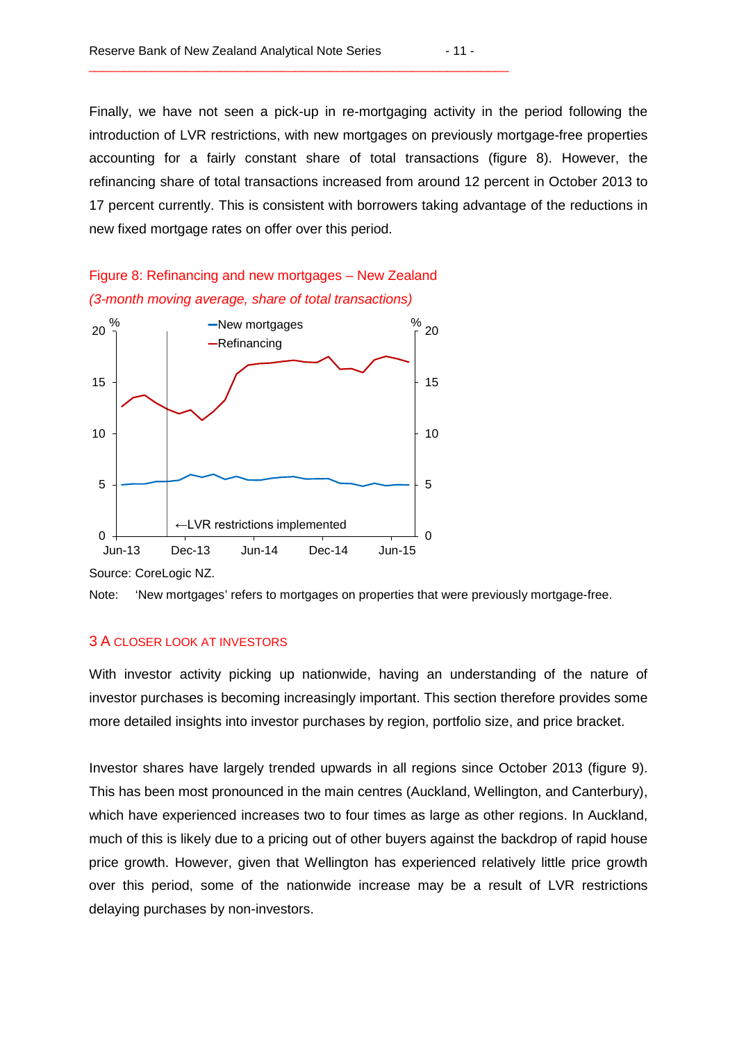Finally, we have not seen a pick-up in re-mortgaging activity in the period following the introduction of LVR restrictions, with new mortgages on previously mortgage-free properties accounting for a fairly constant share of total transactions (figure 8). However, the refinancing share of total transactions increased from around 12 percent in October 2013 to 17 percent currently. This is consistent with borrowers taking advantage of the reductions in new fixed mortgage rates on offer over this period.

Figure 8: Refinancing and new mortgages – New Zealand
*(3-month moving average, share of total transactions)*

%
20
15
10
5
0
New mortgages
Refinancing
←LVR restrictions implemented
Jun-13
Dec-13
Jun-14
Dec-14
Jun-15

Source: CoreLogic NZ.

Note: 'New mortgages' refers to mortgages on properties that were previously mortgage-free.

## 3 A CLOSER LOOK AT INVESTORS

With investor activity picking up nationwide, having an understanding of the nature of investor purchases is becoming increasingly important. This section therefore provides some more detailed insights into investor purchases by region, portfolio size, and price bracket.

Investor shares have largely trended upwards in all regions since October 2013 (figure 9). This has been most pronounced in the main centres (Auckland, Wellington, and Canterbury), which have experienced increases two to four times as large as other regions. In Auckland, much of this is likely due to a pricing out of other buyers against the backdrop of rapid house price growth. However, given that Wellington has experienced relatively little price growth over this period, some of the nationwide increase may be a result of LVR restrictions delaying purchases by non-investors.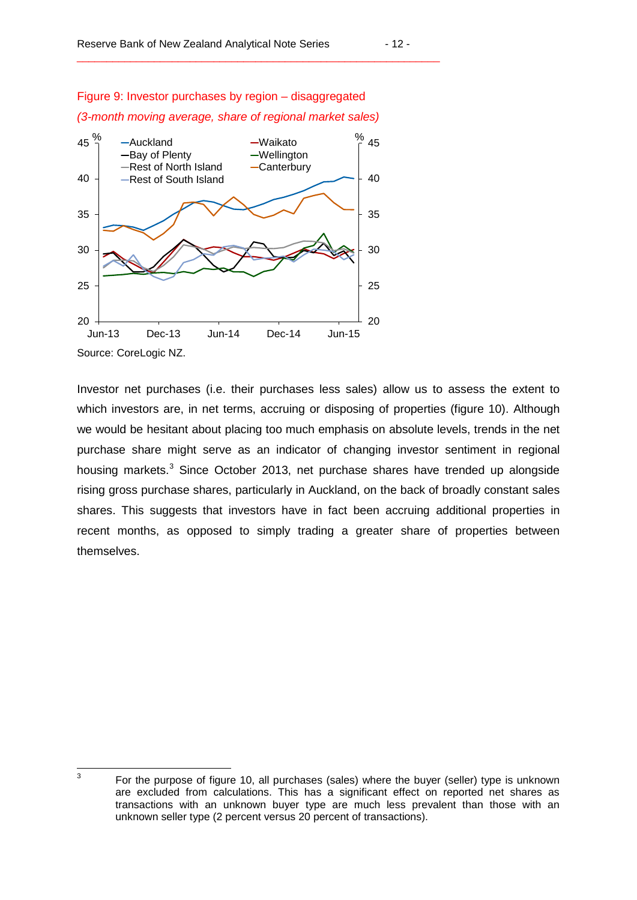Figure 9: Investor purchases by region – disaggregated

*(3-month moving average, share of regional market sales)*

%
45
40
35
30
25
20

Auckland
Bay of Plenty
Rest of North Island
Rest of South Island
Waikato
Wellington
Canterbury

Jun-13
Dec-13
Jun-14
Dec-14
Jun-15

Source: CoreLogic NZ.

Investor net purchases (i.e. their purchases less sales) allow us to assess the extent to which investors are, in net terms, accruing or disposing of properties (figure 10). Although we would be hesitant about placing too much emphasis on absolute levels, trends in the net purchase share might serve as an indicator of changing investor sentiment in regional housing markets.[3] Since October 2013, net purchase shares have trended up alongside rising gross purchase shares, particularly in Auckland, on the back of broadly constant sales shares. This suggests that investors have in fact been accruing additional properties in recent months, as opposed to simply trading a greater share of properties between themselves.

[3] For the purpose of figure 10, all purchases (sales) where the buyer (seller) type is unknown are excluded from calculations. This has a significant effect on reported net shares as transactions with an unknown buyer type are much less prevalent than those with an unknown seller type (2 percent versus 20 percent of transactions).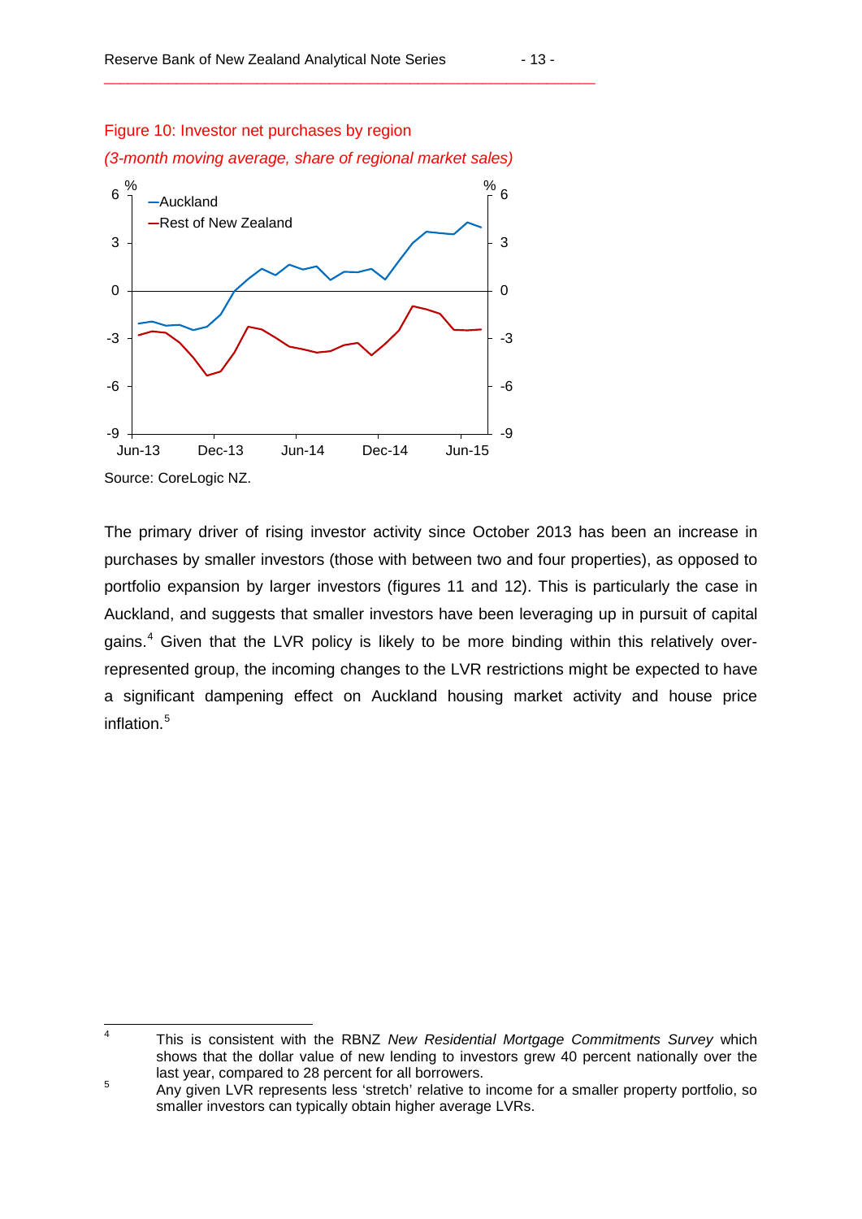Figure 10: Investor net purchases by region

*(3-month moving average, share of regional market sales)*

Source: CoreLogic NZ.

The primary driver of rising investor activity since October 2013 has been an increase in purchases by smaller investors (those with between two and four properties), as opposed to portfolio expansion by larger investors (figures 11 and 12). This is particularly the case in Auckland, and suggests that smaller investors have been leveraging up in pursuit of capital gains.[4] Given that the LVR policy is likely to be more binding within this relatively over-represented group, the incoming changes to the LVR restrictions might be expected to have a significant dampening effect on Auckland housing market activity and house price inflation.[5]

---

[4] This is consistent with the RBNZ *New Residential Mortgage Commitments Survey* which shows that the dollar value of new lending to investors grew 40 percent nationally over the last year, compared to 28 percent for all borrowers.

[5] Any given LVR represents less 'stretch' relative to income for a smaller property portfolio, so smaller investors can typically obtain higher average LVRs.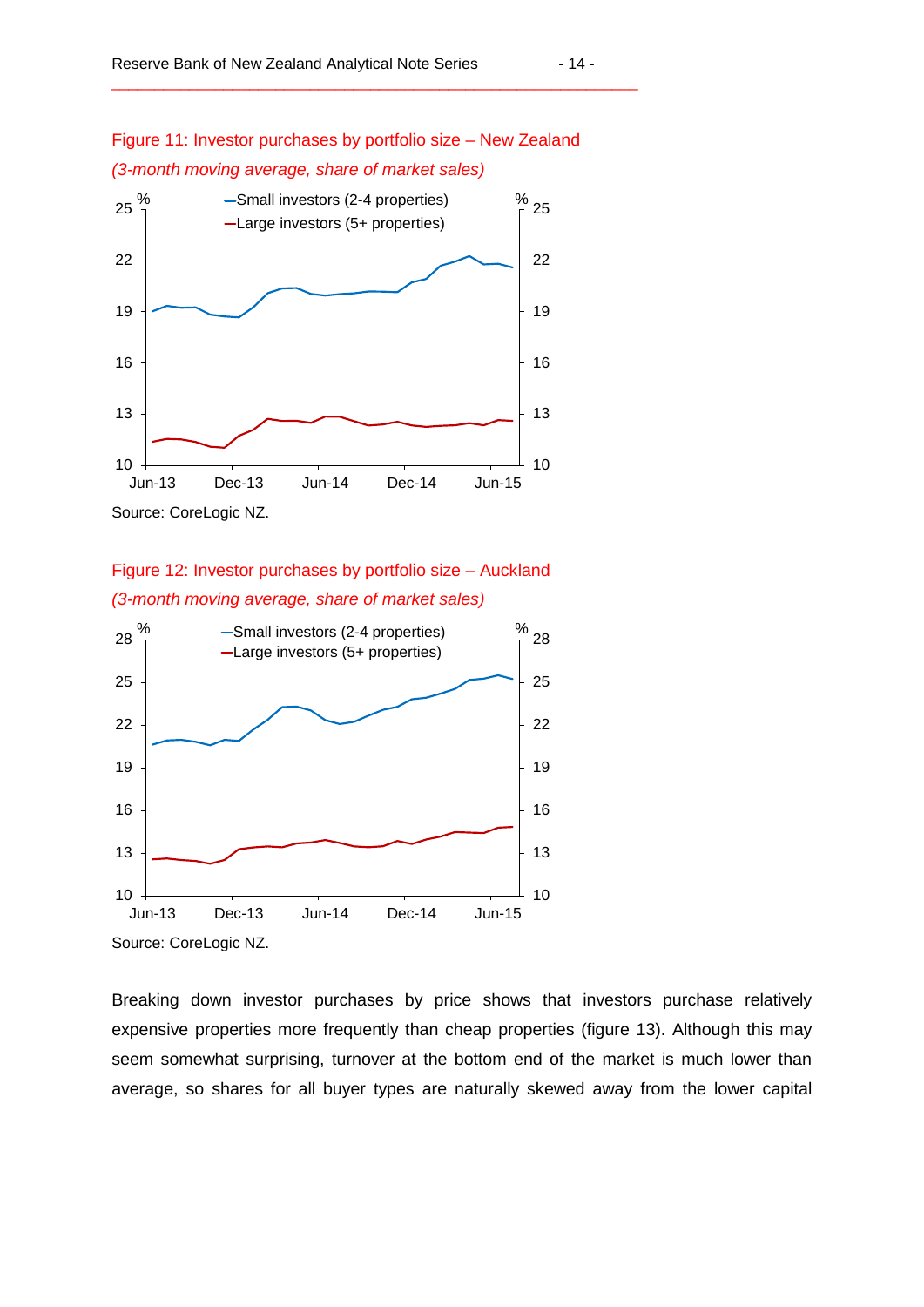Figure 11: Investor purchases by portfolio size – New Zealand
*(3-month moving average, share of market sales)*

%
25
22
19
16
13
10

Small investors (2-4 properties)
Large investors (5+ properties)

%
25
22
19
16
13
10

Jun-13
Dec-13
Jun-14
Dec-14
Jun-15

Source: CoreLogic NZ.

Figure 12: Investor purchases by portfolio size – Auckland
*(3-month moving average, share of market sales)*

%
28
25
22
19
16
13
10

Small investors (2-4 properties)
Large investors (5+ properties)

%
28
25
22
19
16
13
10

Jun-13
Dec-13
Jun-14
Dec-14
Jun-15

Source: CoreLogic NZ.

Breaking down investor purchases by price shows that investors purchase relatively expensive properties more frequently than cheap properties (figure 13). Although this may seem somewhat surprising, turnover at the bottom end of the market is much lower than average, so shares for all buyer types are naturally skewed away from the lower capital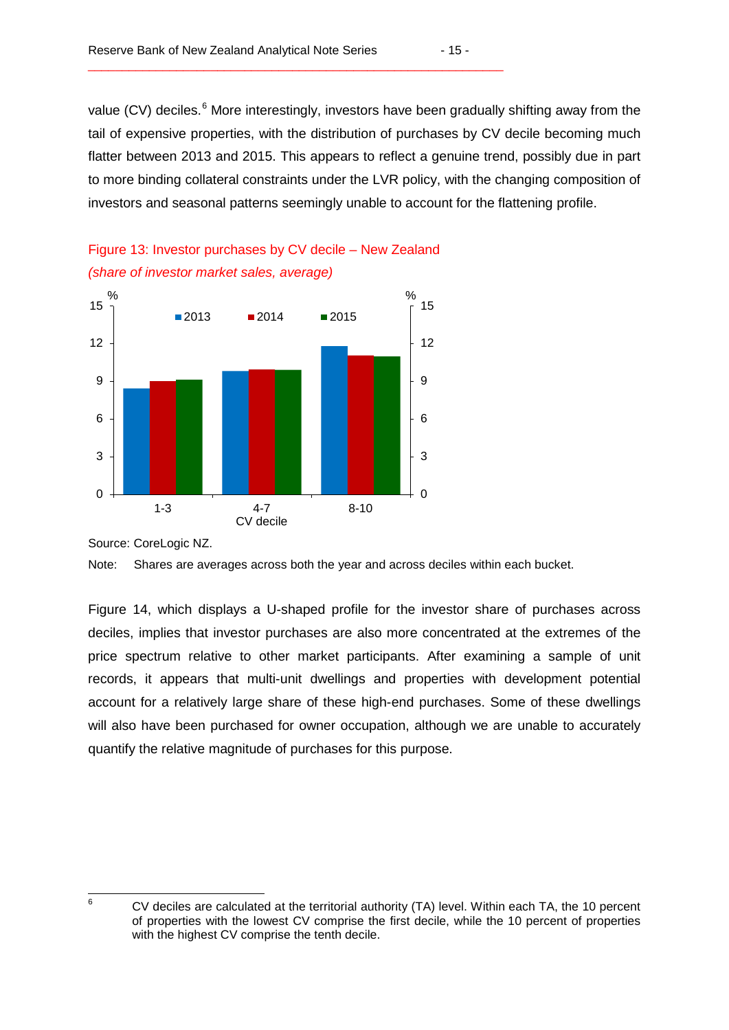value (CV) deciles.[6] More interestingly, investors have been gradually shifting away from the tail of expensive properties, with the distribution of purchases by CV decile becoming much flatter between 2013 and 2015. This appears to reflect a genuine trend, possibly due in part to more binding collateral constraints under the LVR policy, with the changing composition of investors and seasonal patterns seemingly unable to account for the flattening profile.

Figure 13: Investor purchases by CV decile – New Zealand
*(share of investor market sales, average)*

%
15
12
9
6
3
0

2013 2014 2015

1-3
4-7
8-10
CV decile

Source: CoreLogic NZ.

Note: Shares are averages across both the year and across deciles within each bucket.

Figure 14, which displays a U-shaped profile for the investor share of purchases across deciles, implies that investor purchases are also more concentrated at the extremes of the price spectrum relative to other market participants. After examining a sample of unit records, it appears that multi-unit dwellings and properties with development potential account for a relatively large share of these high-end purchases. Some of these dwellings will also have been purchased for owner occupation, although we are unable to accurately quantify the relative magnitude of purchases for this purpose.

[6] CV deciles are calculated at the territorial authority (TA) level. Within each TA, the 10 percent of properties with the lowest CV comprise the first decile, while the 10 percent of properties with the highest CV comprise the tenth decile.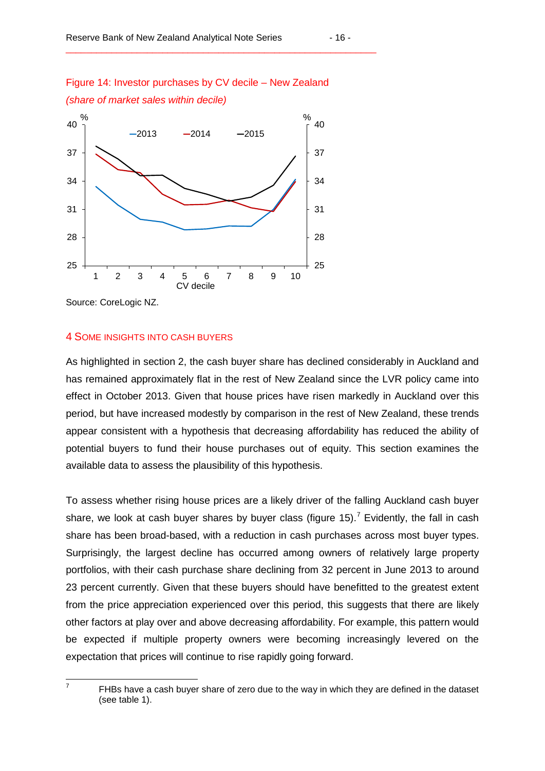Figure 14: Investor purchases by CV decile – New Zealand

*(share of market sales within decile)*

%
40
37
34
31
28
25

%
40
37
34
31
28
25

2013
2014
2015

1 2 3 4 5 6 7 8 9 10
CV decile

Source: CoreLogic NZ.

## 4 Some insights into cash buyers

As highlighted in section 2, the cash buyer share has declined considerably in Auckland and has remained approximately flat in the rest of New Zealand since the LVR policy came into effect in October 2013. Given that house prices have risen markedly in Auckland over this period, but have increased modestly by comparison in the rest of New Zealand, these trends appear consistent with a hypothesis that decreasing affordability has reduced the ability of potential buyers to fund their house purchases out of equity. This section examines the available data to assess the plausibility of this hypothesis.

To assess whether rising house prices are a likely driver of the falling Auckland cash buyer share, we look at cash buyer shares by buyer class (figure 15).[7] Evidently, the fall in cash share has been broad-based, with a reduction in cash purchases across most buyer types. Surprisingly, the largest decline has occurred among owners of relatively large property portfolios, with their cash purchase share declining from 32 percent in June 2013 to around 23 percent currently. Given that these buyers should have benefitted to the greatest extent from the price appreciation experienced over this period, this suggests that there are likely other factors at play over and above decreasing affordability. For example, this pattern would be expected if multiple property owners were becoming increasingly levered on the expectation that prices will continue to rise rapidly going forward.

[7] FHBs have a cash buyer share of zero due to the way in which they are defined in the dataset (see table 1).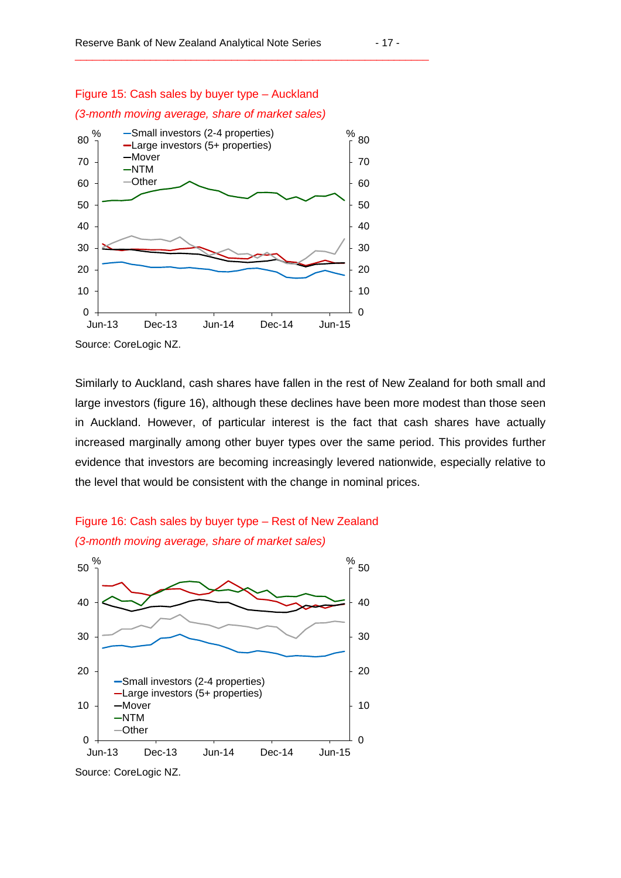Figure 15: Cash sales by buyer type – Auckland

*(3-month moving average, share of market sales)*

%
80
70
60
50
40
30
20
10
0

Small investors (2-4 properties)
Large investors (5+ properties)
Mover
NTM
Other

%
80
70
60
50
40
30
20
10
0

Jun-13 Dec-13 Jun-14 Dec-14 Jun-15

Source: CoreLogic NZ.

Similarly to Auckland, cash shares have fallen in the rest of New Zealand for both small and large investors (figure 16), although these declines have been more modest than those seen in Auckland. However, of particular interest is the fact that cash shares have actually increased marginally among other buyer types over the same period. This provides further evidence that investors are becoming increasingly levered nationwide, especially relative to the level that would be consistent with the change in nominal prices.

Figure 16: Cash sales by buyer type – Rest of New Zealand

*(3-month moving average, share of market sales)*

%
50
40
30
20
10
0

Small investors (2-4 properties)
Large investors (5+ properties)
Mover
NTM
Other

%
50
40
30
20
10
0

Jun-13 Dec-13 Jun-14 Dec-14 Jun-15

Source: CoreLogic NZ.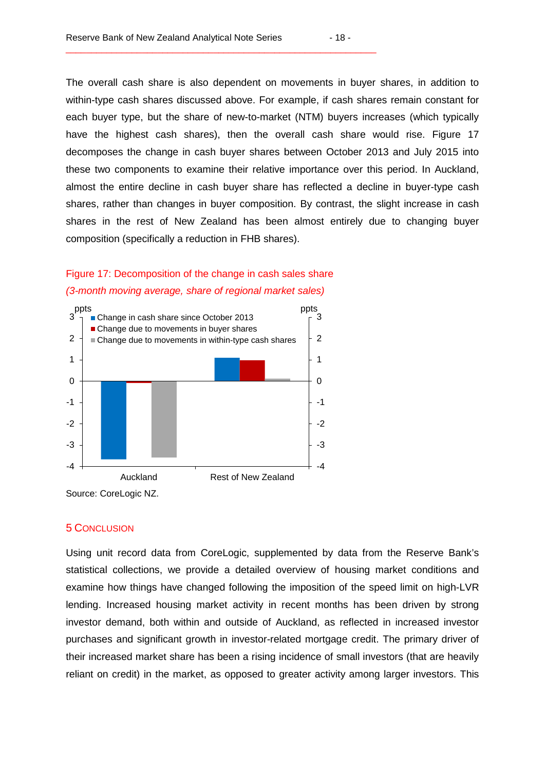The overall cash share is also dependent on movements in buyer shares, in addition to within-type cash shares discussed above. For example, if cash shares remain constant for each buyer type, but the share of new-to-market (NTM) buyers increases (which typically have the highest cash shares), then the overall cash share would rise. Figure 17 decomposes the change in cash buyer shares between October 2013 and July 2015 into these two components to examine their relative importance over this period. In Auckland, almost the entire decline in cash buyer share has reflected a decline in buyer-type cash shares, rather than changes in buyer composition. By contrast, the slight increase in cash shares in the rest of New Zealand has been almost entirely due to changing buyer composition (specifically a reduction in FHB shares).

Figure 17: Decomposition of the change in cash sales share
*(3-month moving average, share of regional market sales)*

ppts
ppts
Change in cash share since October 2013
Change due to movements in buyer shares
Change due to movements in within-type cash shares
3
2
1
0
-1
-2
-3
-4
Auckland
Rest of New Zealand

Source: CoreLogic NZ.

## 5 Conclusion

Using unit record data from CoreLogic, supplemented by data from the Reserve Bank's statistical collections, we provide a detailed overview of housing market conditions and examine how things have changed following the imposition of the speed limit on high-LVR lending. Increased housing market activity in recent months has been driven by strong investor demand, both within and outside of Auckland, as reflected in increased investor purchases and significant growth in investor-related mortgage credit. The primary driver of their increased market share has been a rising incidence of small investors (that are heavily reliant on credit) in the market, as opposed to greater activity among larger investors. This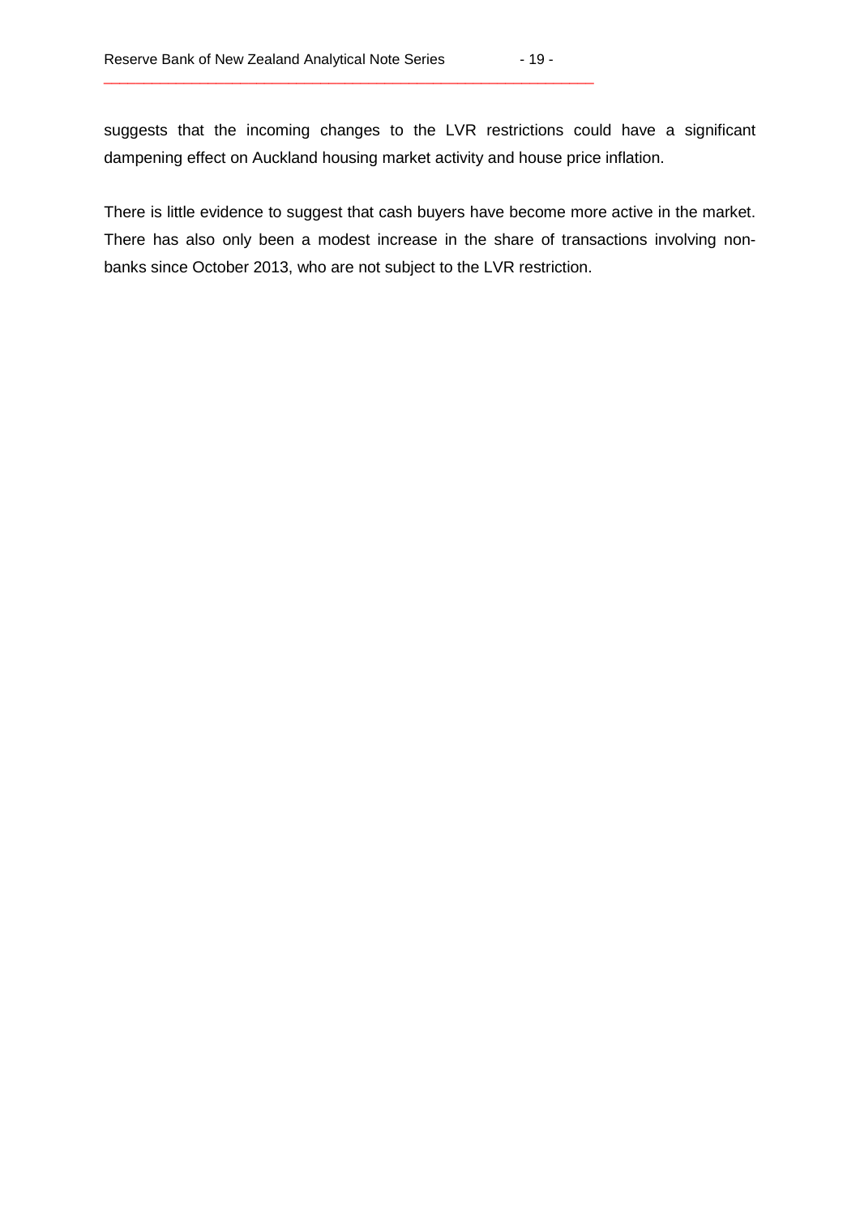suggests that the incoming changes to the LVR restrictions could have a significant dampening effect on Auckland housing market activity and house price inflation.

There is little evidence to suggest that cash buyers have become more active in the market. There has also only been a modest increase in the share of transactions involving non-banks since October 2013, who are not subject to the LVR restriction.